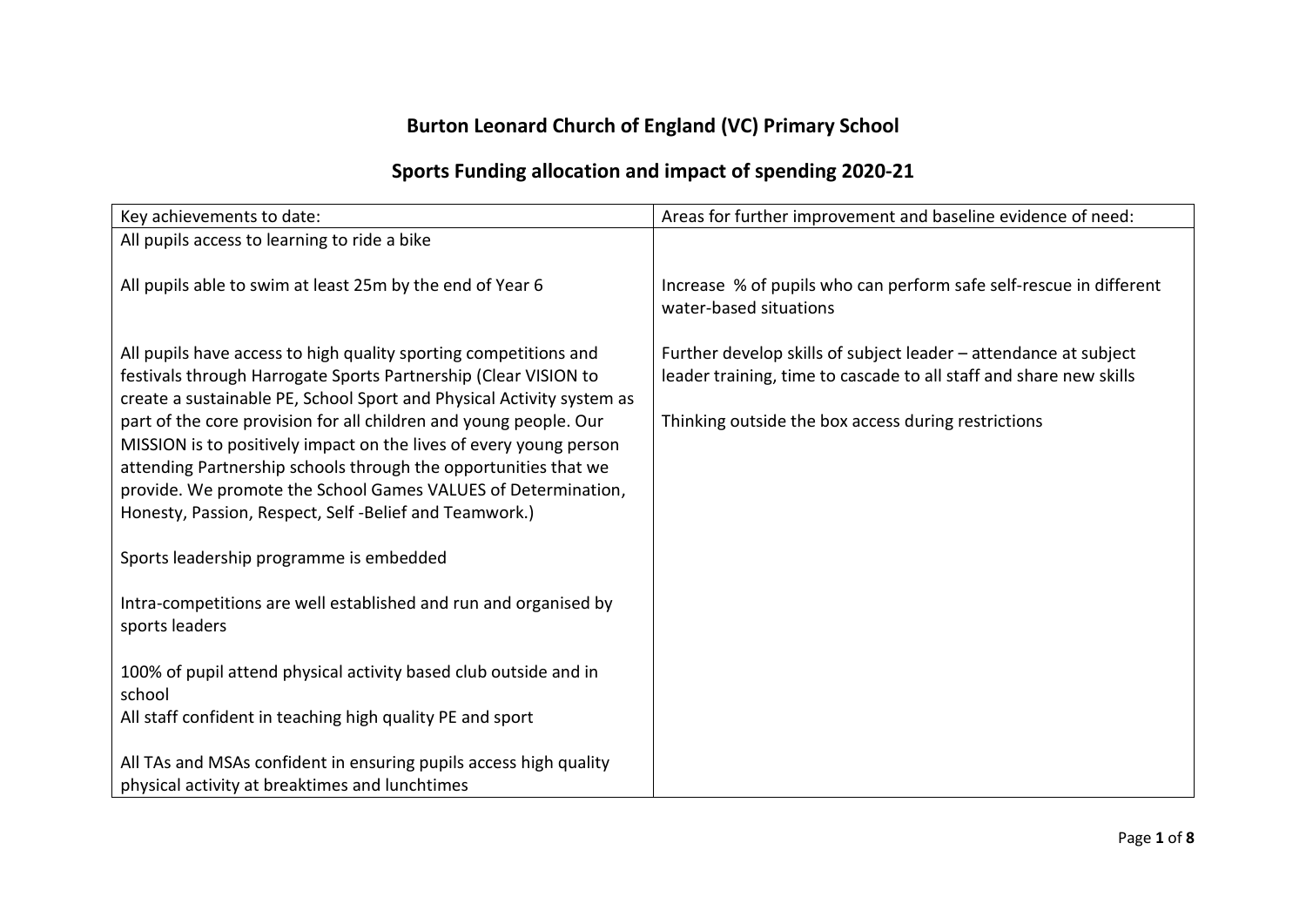# Burton Leonard Church of England (VC) Primary School

## Sports Funding allocation and impact of spending 2020-21

| Key achievements to date: | Areas for further improvement and baseline evidence of need: |
| --- | --- |
| All pupils access to learning to ride a bike<br><br>All pupils able to swim at least 25m by the end of Year 6<br><br>All pupils have access to high quality sporting competitions and festivals through Harrogate Sports Partnership (Clear VISION to create a sustainable PE, School Sport and Physical Activity system as part of the core provision for all children and young people. Our MISSION is to positively impact on the lives of every young person attending Partnership schools through the opportunities that we provide. We promote the School Games VALUES of Determination, Honesty, Passion, Respect, Self -Belief and Teamwork.)<br><br>Sports leadership programme is embedded<br><br>Intra-competitions are well established and run and organised by sports leaders<br><br>100% of pupil attend physical activity based club outside and in school<br>All staff confident in teaching high quality PE and sport<br><br>All TAs and MSAs confident in ensuring pupils access high quality physical activity at breaktimes and lunchtimes | Increase % of pupils who can perform safe self-rescue in different water-based situations<br><br>Further develop skills of subject leader – attendance at subject leader training, time to cascade to all staff and share new skills<br><br>Thinking outside the box access during restrictions |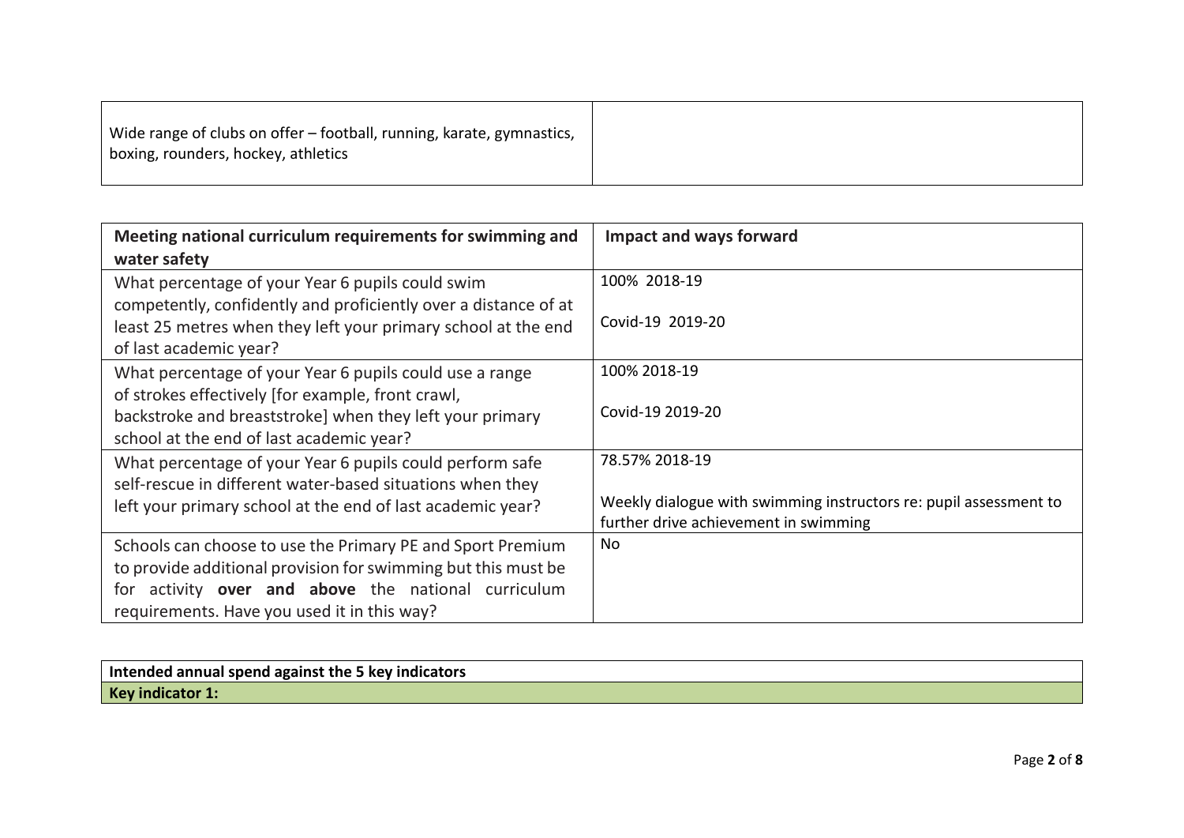| | |
|---|---|
| Wide range of clubs on offer – football, running, karate, gymnastics, boxing, rounders, hockey, athletics | |

| **Meeting national curriculum requirements for swimming and water safety** | **Impact and ways forward** |
|---|---|
| What percentage of your Year 6 pupils could swim competently, confidently and proficiently over a distance of at least 25 metres when they left your primary school at the end of last academic year? | 100% 2018-19<br><br>Covid-19 2019-20 |
| What percentage of your Year 6 pupils could use a range of strokes effectively [for example, front crawl, backstroke and breaststroke] when they left your primary school at the end of last academic year? | 100% 2018-19<br><br>Covid-19 2019-20 |
| What percentage of your Year 6 pupils could perform safe self-rescue in different water-based situations when they left your primary school at the end of last academic year? | 78.57% 2018-19<br><br>Weekly dialogue with swimming instructors re: pupil assessment to further drive achievement in swimming |
| Schools can choose to use the Primary PE and Sport Premium to provide additional provision for swimming but this must be for activity **over and above** the national curriculum requirements. Have you used it in this way? | No |

| **Intended annual spend against the 5 key indicators** |
|---|
| **Key indicator 1:** |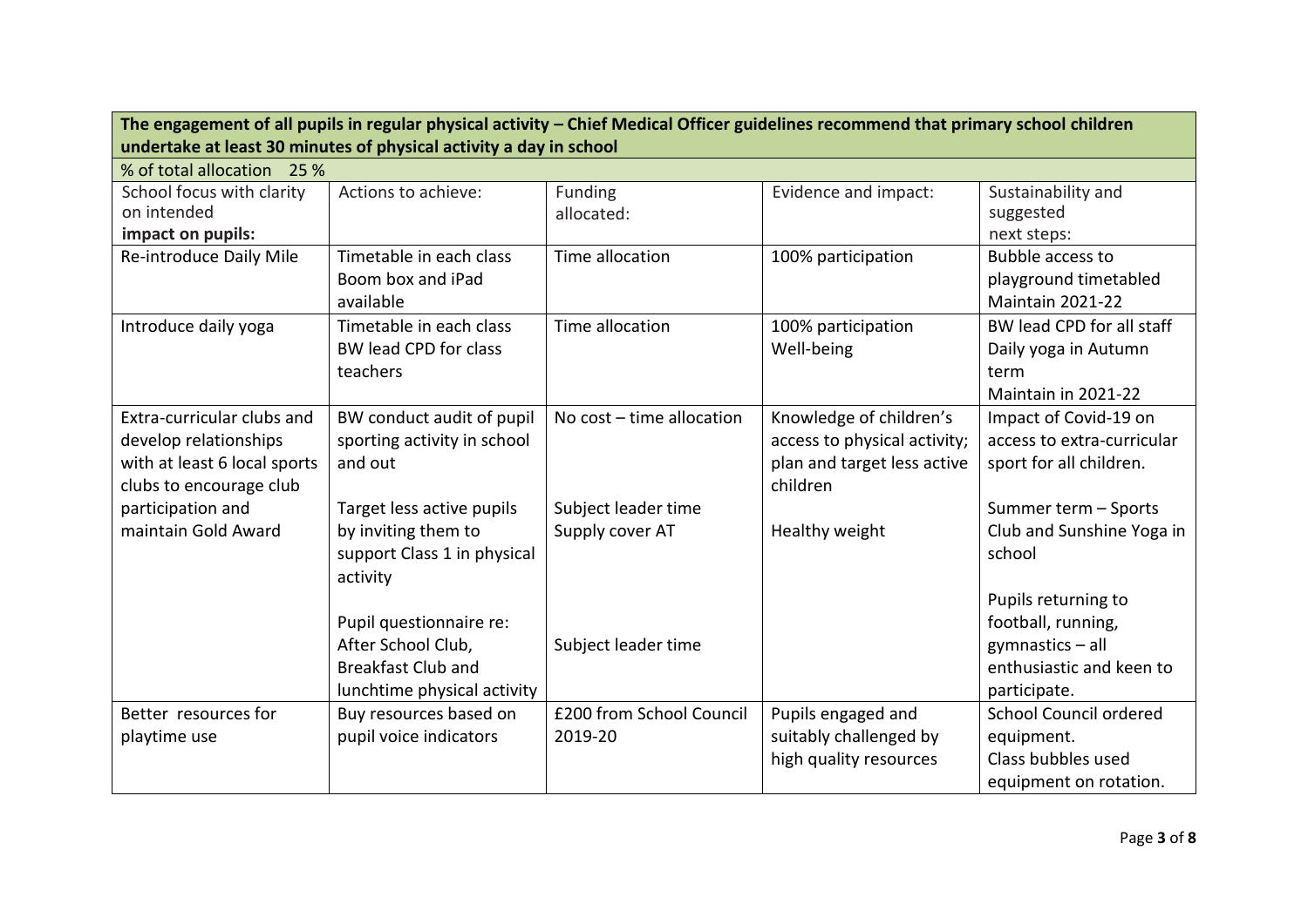| The engagement of all pupils in regular physical activity – Chief Medical Officer guidelines recommend that primary school children undertake at least 30 minutes of physical activity a day in school | | | | |
|---|---|---|---|---|
| % of total allocation 25 % | | | | |
| School focus with clarity on intended **impact on pupils:** | Actions to achieve: | Funding allocated: | Evidence and impact: | Sustainability and suggested next steps: |
| Re-introduce Daily Mile | Timetable in each class<br>Boom box and iPad available | Time allocation | 100% participation | Bubble access to playground timetabled<br>Maintain 2021-22 |
| Introduce daily yoga | Timetable in each class<br>BW lead CPD for class teachers | Time allocation | 100% participation<br>Well-being | BW lead CPD for all staff<br>Daily yoga in Autumn term<br>Maintain in 2021-22 |
| Extra-curricular clubs and develop relationships with at least 6 local sports clubs to encourage club participation and maintain Gold Award | BW conduct audit of pupil sporting activity in school and out<br><br>Target less active pupils by inviting them to support Class 1 in physical activity<br><br>Pupil questionnaire re: After School Club, Breakfast Club and lunchtime physical activity | No cost – time allocation<br><br>Subject leader time<br>Supply cover AT<br><br>Subject leader time | Knowledge of children's access to physical activity; plan and target less active children<br><br>Healthy weight | Impact of Covid-19 on access to extra-curricular sport for all children.<br><br>Summer term – Sports Club and Sunshine Yoga in school<br><br>Pupils returning to football, running, gymnastics – all enthusiastic and keen to participate. |
| Better resources for playtime use | Buy resources based on pupil voice indicators | £200 from School Council 2019-20 | Pupils engaged and suitably challenged by high quality resources | School Council ordered equipment.<br>Class bubbles used equipment on rotation. |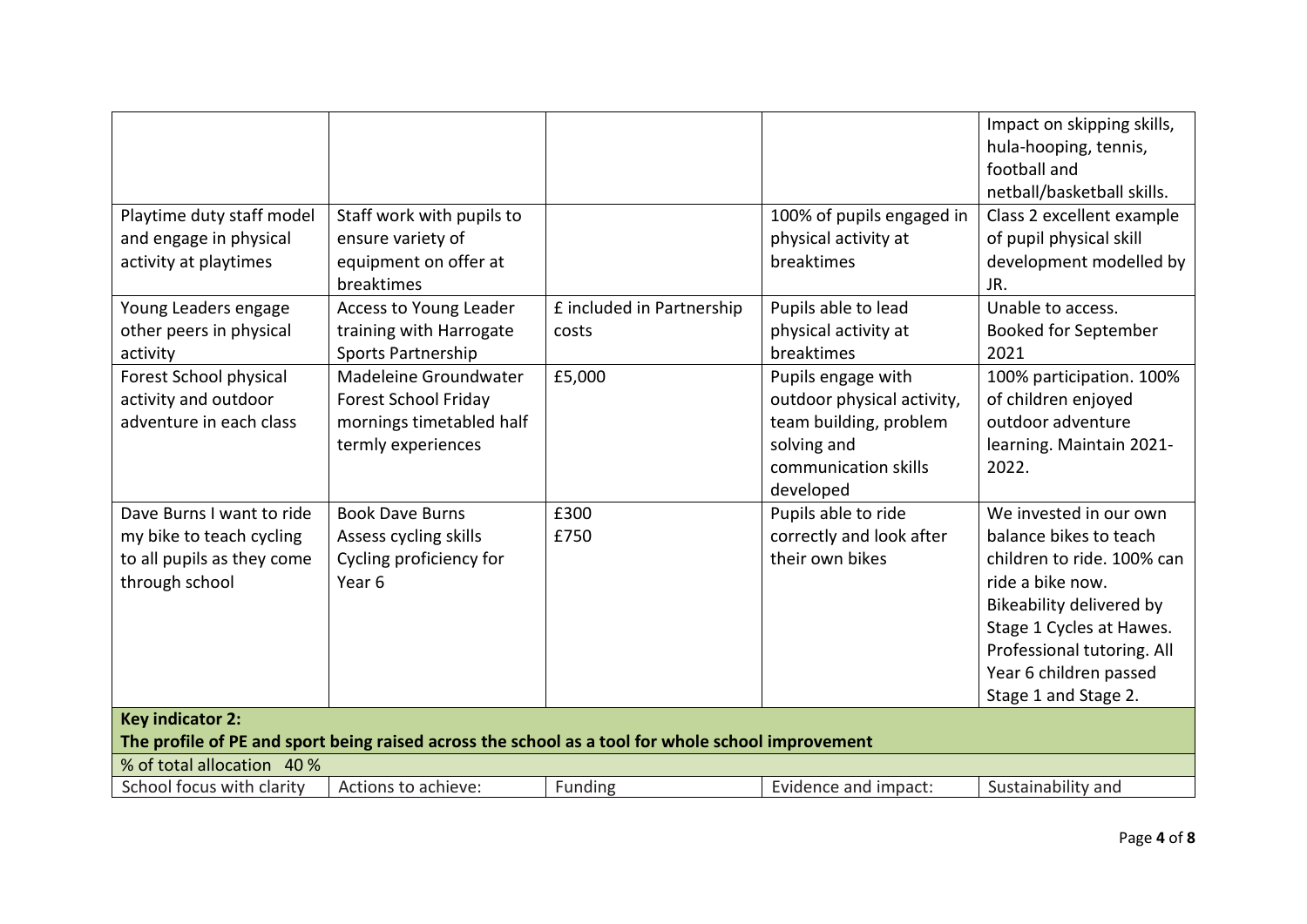| | | | | |
|---|---|---|---|---|
| | | | | Impact on skipping skills, hula-hooping, tennis, football and netball/basketball skills. |
| Playtime duty staff model and engage in physical activity at playtimes | Staff work with pupils to ensure variety of equipment on offer at breaktimes | | 100% of pupils engaged in physical activity at breaktimes | Class 2 excellent example of pupil physical skill development modelled by JR. |
| Young Leaders engage other peers in physical activity | Access to Young Leader training with Harrogate Sports Partnership | £ included in Partnership costs | Pupils able to lead physical activity at breaktimes | Unable to access. Booked for September 2021 |
| Forest School physical activity and outdoor adventure in each class | Madeleine Groundwater Forest School Friday mornings timetabled half termly experiences | £5,000 | Pupils engage with outdoor physical activity, team building, problem solving and communication skills developed | 100% participation. 100% of children enjoyed outdoor adventure learning. Maintain 2021-2022. |
| Dave Burns I want to ride my bike to teach cycling to all pupils as they come through school | Book Dave Burns<br>Assess cycling skills<br>Cycling proficiency for Year 6 | £300<br>£750 | Pupils able to ride correctly and look after their own bikes | We invested in our own balance bikes to teach children to ride. 100% can ride a bike now. Bikeability delivered by Stage 1 Cycles at Hawes. Professional tutoring. All Year 6 children passed Stage 1 and Stage 2. |
| **Key indicator 2:**<br>**The profile of PE and sport being raised across the school as a tool for whole school improvement** | | | | |
| % of total allocation 40 % | | | | |
| School focus with clarity | Actions to achieve: | Funding | Evidence and impact: | Sustainability and |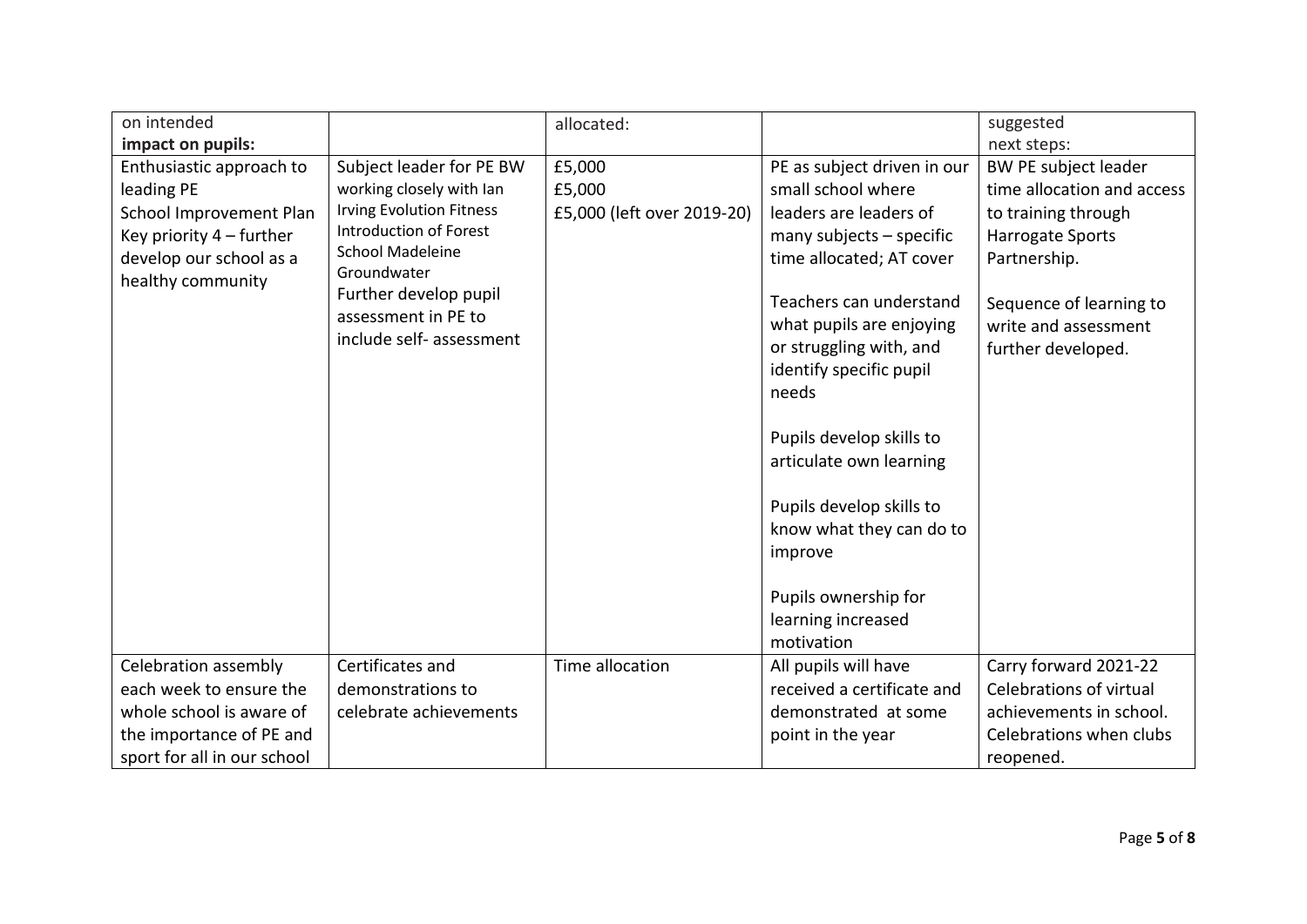| on intended **impact on pupils:** | | allocated: | | suggested next steps: |
| --- | --- | --- | --- | --- |
| Enthusiastic approach to leading PE School Improvement Plan Key priority 4 – further develop our school as a healthy community | Subject leader for PE BW working closely with Ian Irving Evolution Fitness Introduction of Forest School Madeleine Groundwater Further develop pupil assessment in PE to include self- assessment | £5,000 £5,000 £5,000 (left over 2019-20) | PE as subject driven in our small school where leaders are leaders of many subjects – specific time allocated; AT cover<br><br>Teachers can understand what pupils are enjoying or struggling with, and identify specific pupil needs<br><br>Pupils develop skills to articulate own learning<br><br>Pupils develop skills to know what they can do to improve<br><br>Pupils ownership for learning increased motivation | BW PE subject leader time allocation and access to training through Harrogate Sports Partnership.<br><br>Sequence of learning to write and assessment further developed. |
| Celebration assembly each week to ensure the whole school is aware of the importance of PE and sport for all in our school | Certificates and demonstrations to celebrate achievements | Time allocation | All pupils will have received a certificate and demonstrated at some point in the year | Carry forward 2021-22 Celebrations of virtual achievements in school. Celebrations when clubs reopened. |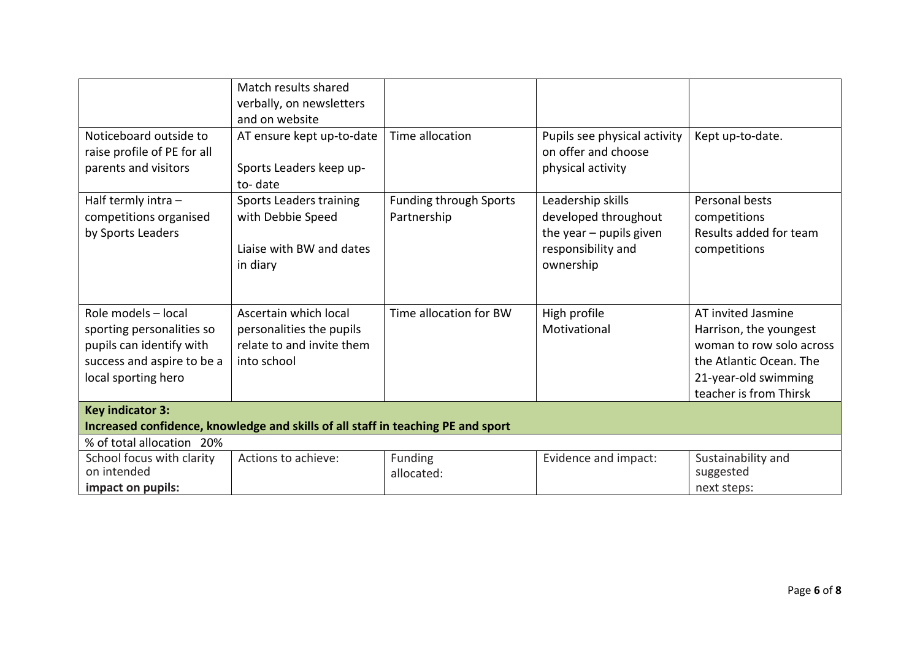| | | | | |
|---|---|---|---|---|
| | Match results shared verbally, on newsletters and on website | | | |
| Noticeboard outside to raise profile of PE for all parents and visitors | AT ensure kept up-to-date<br><br>Sports Leaders keep up-to- date | Time allocation | Pupils see physical activity on offer and choose physical activity | Kept up-to-date. |
| Half termly intra – competitions organised by Sports Leaders | Sports Leaders training with Debbie Speed<br><br>Liaise with BW and dates in diary | Funding through Sports Partnership | Leadership skills developed throughout the year – pupils given responsibility and ownership | Personal bests competitions<br>Results added for team competitions |
| Role models – local sporting personalities so pupils can identify with success and aspire to be a local sporting hero | Ascertain which local personalities the pupils relate to and invite them into school | Time allocation for BW | High profile<br>Motivational | AT invited Jasmine Harrison, the youngest woman to row solo across the Atlantic Ocean. The 21-year-old swimming teacher is from Thirsk |

| **Key indicator 3:**<br>**Increased confidence, knowledge and skills of all staff in teaching PE and sport** | | | | |
|---|---|---|---|---|
| % of total allocation 20% | | | | |
| School focus with clarity on intended **impact on pupils:** | Actions to achieve: | Funding allocated: | Evidence and impact: | Sustainability and suggested next steps: |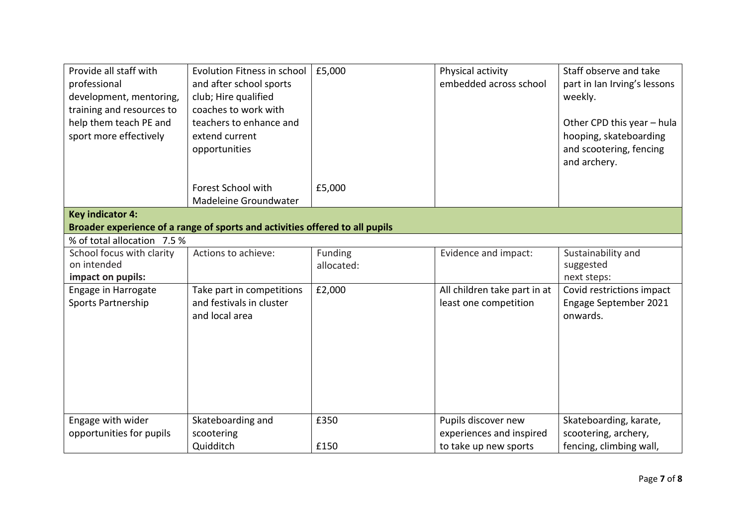| | | | | |
|---|---|---|---|---|
| Provide all staff with professional development, mentoring, training and resources to help them teach PE and sport more effectively | Evolution Fitness in school and after school sports club; Hire qualified coaches to work with teachers to enhance and extend current opportunities | £5,000 | Physical activity embedded across school | Staff observe and take part in Ian Irving's lessons weekly.<br><br>Other CPD this year – hula hooping, skateboarding and scootering, fencing and archery. |
| | Forest School with Madeleine Groundwater | £5,000 | | |

| **Key indicator 4:** <br> **Broader experience of a range of sports and activities offered to all pupils** | | | | |
|---|---|---|---|---|
| % of total allocation 7.5 % | | | | |
| School focus with clarity on intended **impact on pupils:** | Actions to achieve: | Funding allocated: | Evidence and impact: | Sustainability and suggested next steps: |
| Engage in Harrogate Sports Partnership | Take part in competitions and festivals in cluster and local area | £2,000 | All children take part in at least one competition | Covid restrictions impact Engage September 2021 onwards. |
| Engage with wider opportunities for pupils | Skateboarding and scootering<br>Quidditch | £350<br><br>£150 | Pupils discover new experiences and inspired to take up new sports | Skateboarding, karate, scootering, archery, fencing, climbing wall, |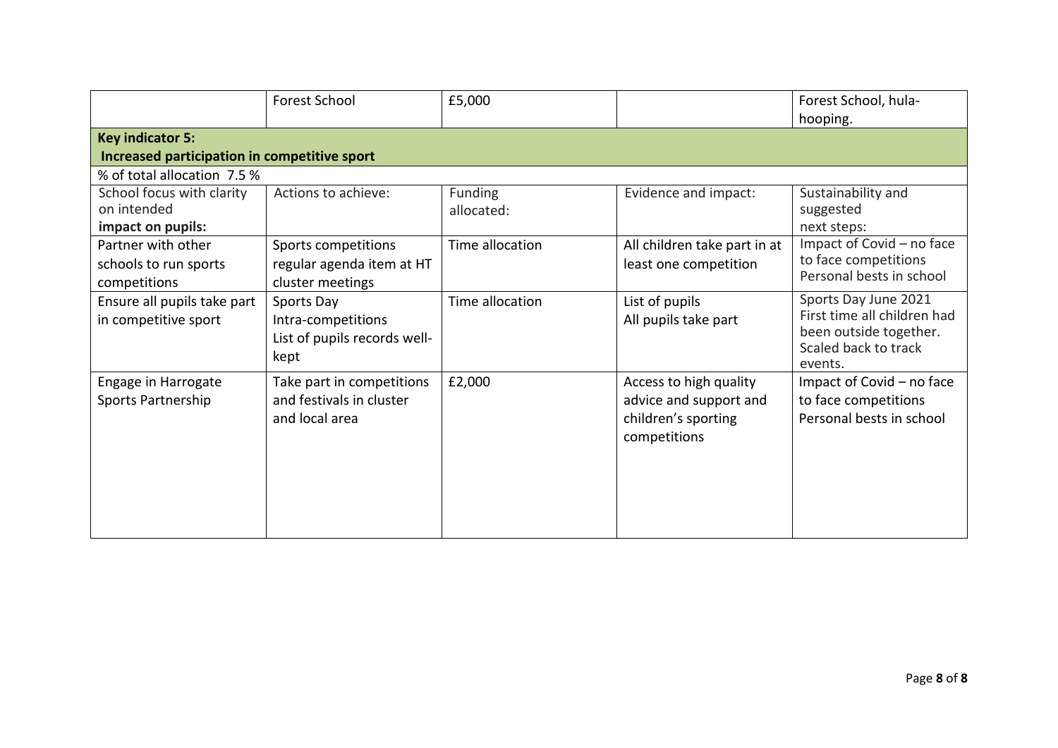| | | | | |
|---|---|---|---|---|
| | Forest School | £5,000 | | Forest School, hula-hooping. |

**Key indicator 5:**
**Increased participation in competitive sport**

% of total allocation 7.5 %

| School focus with clarity on intended **impact on pupils:** | Actions to achieve: | Funding allocated: | Evidence and impact: | Sustainability and suggested next steps: |
|---|---|---|---|---|
| Partner with other schools to run sports competitions | Sports competitions regular agenda item at HT cluster meetings | Time allocation | All children take part in at least one competition | Impact of Covid – no face to face competitions Personal bests in school |
| Ensure all pupils take part in competitive sport | Sports Day Intra-competitions List of pupils records well-kept | Time allocation | List of pupils All pupils take part | Sports Day June 2021 First time all children had been outside together. Scaled back to track events. |
| Engage in Harrogate Sports Partnership | Take part in competitions and festivals in cluster and local area | £2,000 | Access to high quality advice and support and children's sporting competitions | Impact of Covid – no face to face competitions Personal bests in school |